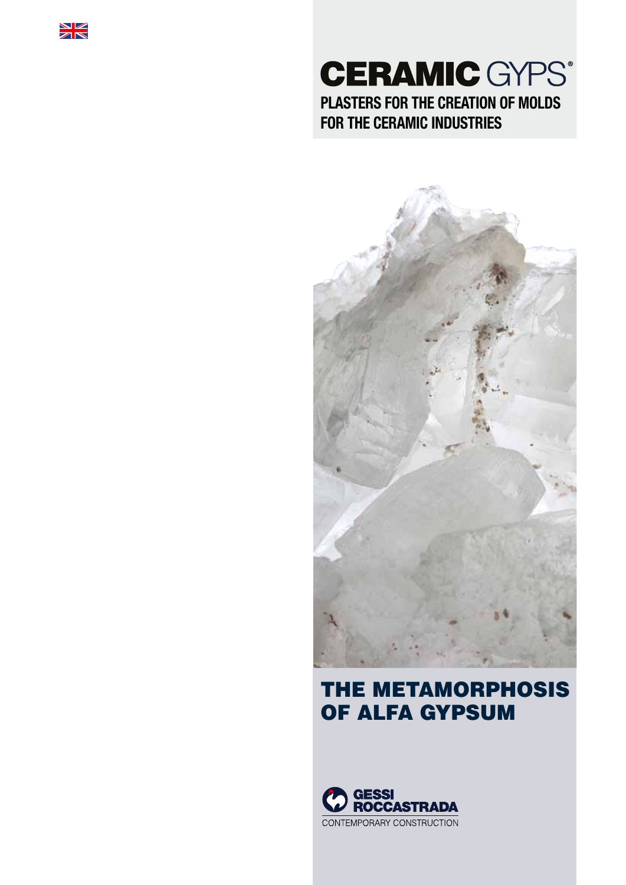# CERAMIC GYPS®

**PLASTERS FOR THE CREATION OF MOLDS FOR THE CERAMIC INDUSTRIES**

## THE METAMORPHOSIS OF ALFA GYPSUM

GESSI ROCCASTRADA

CONTEMPORARY CONSTRUCTION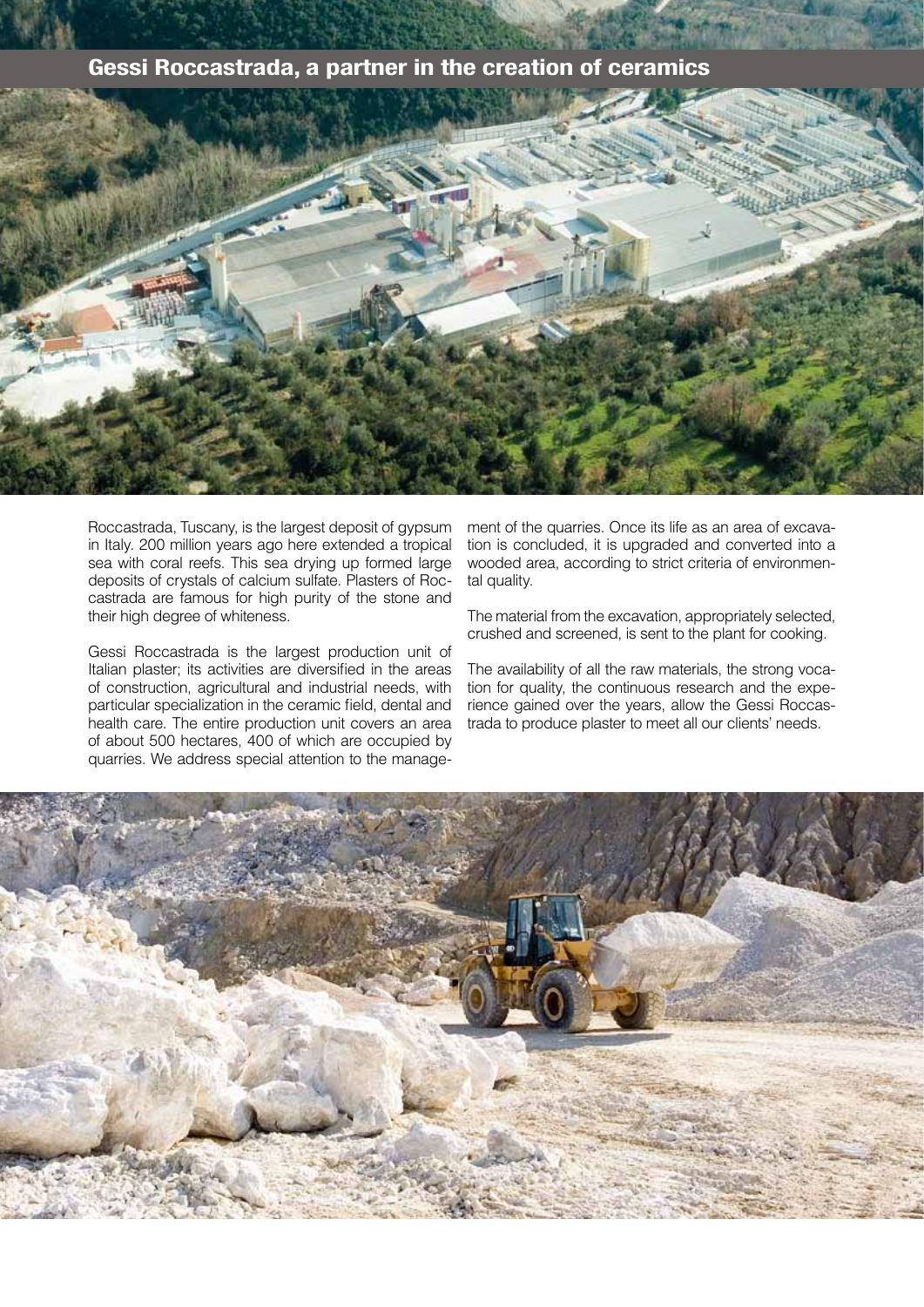## Gessi Roccastrada, a partner in the creation of ceramics

Roccastrada, Tuscany, is the largest deposit of gypsum in Italy. 200 million years ago here extended a tropical sea with coral reefs. This sea drying up formed large deposits of crystals of calcium sulfate. Plasters of Roccastrada are famous for high purity of the stone and their high degree of whiteness.

Gessi Roccastrada is the largest production unit of Italian plaster; its activities are diversified in the areas of construction, agricultural and industrial needs, with particular specialization in the ceramic field, dental and health care. The entire production unit covers an area of about 500 hectares, 400 of which are occupied by quarries. We address special attention to the management of the quarries. Once its life as an area of excavation is concluded, it is upgraded and converted into a wooded area, according to strict criteria of environmental quality.

The material from the excavation, appropriately selected, crushed and screened, is sent to the plant for cooking.

The availability of all the raw materials, the strong vocation for quality, the continuous research and the experience gained over the years, allow the Gessi Roccastrada to produce plaster to meet all our clients' needs.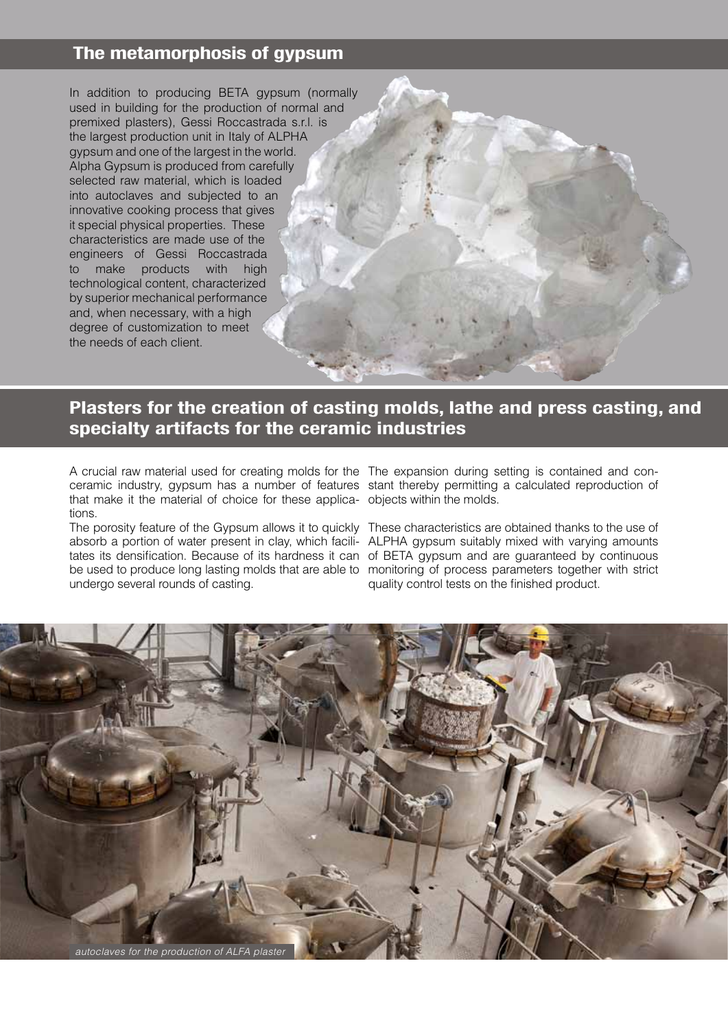## The metamorphosis of gypsum

In addition to producing BETA gypsum (normally used in building for the production of normal and premixed plasters), Gessi Roccastrada s.r.l. is the largest production unit in Italy of ALPHA gypsum and one of the largest in the world. Alpha Gypsum is produced from carefully selected raw material, which is loaded into autoclaves and subjected to an innovative cooking process that gives it special physical properties. These characteristics are made use of the engineers of Gessi Roccastrada to make products with high technological content, characterized by superior mechanical performance and, when necessary, with a high degree of customization to meet the needs of each client.

## Plasters for the creation of casting molds, lathe and press casting, and specialty artifacts for the ceramic industries

A crucial raw material used for creating molds for the ceramic industry, gypsum has a number of features that make it the material of choice for these applications.

The porosity feature of the Gypsum allows it to quickly absorb a portion of water present in clay, which facilitates its densification. Because of its hardness it can be used to produce long lasting molds that are able to undergo several rounds of casting.

The expansion during setting is contained and constant thereby permitting a calculated reproduction of objects within the molds.

These characteristics are obtained thanks to the use of ALPHA gypsum suitably mixed with varying amounts of BETA gypsum and are guaranteed by continuous monitoring of process parameters together with strict quality control tests on the finished product.

*autoclaves for the production of ALFA plaster*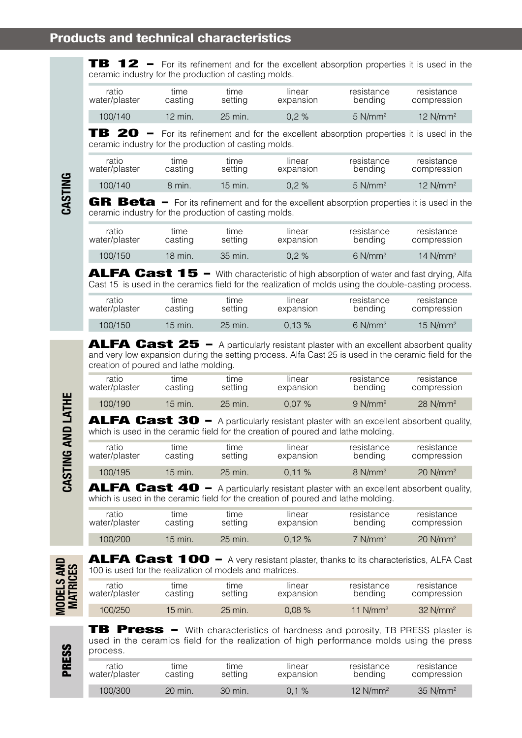# Products and technical characteristics

## CASTING

**TB 12 –** For its refinement and for the excellent absorption properties it is used in the ceramic industry for the production of casting molds.

| ratio water/plaster | time casting | time setting | linear expansion | resistance bending | resistance compression |
|---|---|---|---|---|---|
| 100/140 | 12 min. | 25 min. | 0,2 % | 5 N/mm² | 12 N/mm² |

**TB 20 –** For its refinement and for the excellent absorption properties it is used in the ceramic industry for the production of casting molds.

| ratio water/plaster | time casting | time setting | linear expansion | resistance bending | resistance compression |
|---|---|---|---|---|---|
| 100/140 | 8 min. | 15 min. | 0,2 % | 5 N/mm² | 12 N/mm² |

**GR Beta –** For its refinement and for the excellent absorption properties it is used in the ceramic industry for the production of casting molds.

| ratio water/plaster | time casting | time setting | linear expansion | resistance bending | resistance compression |
|---|---|---|---|---|---|
| 100/150 | 18 min. | 35 min. | 0,2 % | 6 N/mm² | 14 N/mm² |

**ALFA Cast 15 –** With characteristic of high absorption of water and fast drying, Alfa Cast 15 is used in the ceramics field for the realization of molds using the double-casting process.

| ratio water/plaster | time casting | time setting | linear expansion | resistance bending | resistance compression |
|---|---|---|---|---|---|
| 100/150 | 15 min. | 25 min. | 0,13 % | 6 N/mm² | 15 N/mm² |

## CASTING AND LATHE

**ALFA Cast 25 –** A particularly resistant plaster with an excellent absorbent quality and very low expansion during the setting process. Alfa Cast 25 is used in the ceramic field for the creation of poured and lathe molding.

| ratio water/plaster | time casting | time setting | linear expansion | resistance bending | resistance compression |
|---|---|---|---|---|---|
| 100/190 | 15 min. | 25 min. | 0,07 % | 9 N/mm² | 28 N/mm² |

**ALFA Cast 30 –** A particularly resistant plaster with an excellent absorbent quality, which is used in the ceramic field for the creation of poured and lathe molding.

| ratio water/plaster | time casting | time setting | linear expansion | resistance bending | resistance compression |
|---|---|---|---|---|---|
| 100/195 | 15 min. | 25 min. | 0,11 % | 8 N/mm² | 20 N/mm² |

**ALFA Cast 40 –** A particularly resistant plaster with an excellent absorbent quality, which is used in the ceramic field for the creation of poured and lathe molding.

| ratio water/plaster | time casting | time setting | linear expansion | resistance bending | resistance compression |
|---|---|---|---|---|---|
| 100/200 | 15 min. | 25 min. | 0,12 % | 7 N/mm² | 20 N/mm² |

## MODELS AND MATRICES

**ALFA Cast 100 –** A very resistant plaster, thanks to its characteristics, ALFA Cast 100 is used for the realization of models and matrices.

| ratio water/plaster | time casting | time setting | linear expansion | resistance bending | resistance compression |
|---|---|---|---|---|---|
| 100/250 | 15 min. | 25 min. | 0,08 % | 11 N/mm² | 32 N/mm² |

## PRESS

**TB Press –** With characteristics of hardness and porosity, TB PRESS plaster is used in the ceramics field for the realization of high performance molds using the press process.

| ratio water/plaster | time casting | time setting | linear expansion | resistance bending | resistance compression |
|---|---|---|---|---|---|
| 100/300 | 20 min. | 30 min. | 0,1 % | 12 N/mm² | 35 N/mm² |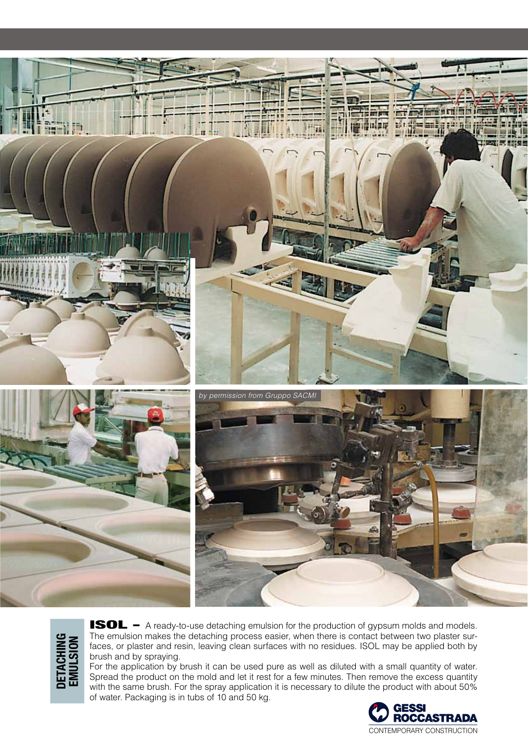*by permission from Gruppo SACMI*

## DETACHING EMULSION

**ISOL –** A ready-to-use detaching emulsion for the production of gypsum molds and models. The emulsion makes the detaching process easier, when there is contact between two plaster surfaces, or plaster and resin, leaving clean surfaces with no residues. ISOL may be applied both by brush and by spraying.

For the application by brush it can be used pure as well as diluted with a small quantity of water. Spread the product on the mold and let it rest for a few minutes. Then remove the excess quantity with the same brush. For the spray application it is necessary to dilute the product with about 50% of water. Packaging is in tubs of 10 and 50 kg.

GESSI ROCCASTRADA
CONTEMPORARY CONSTRUCTION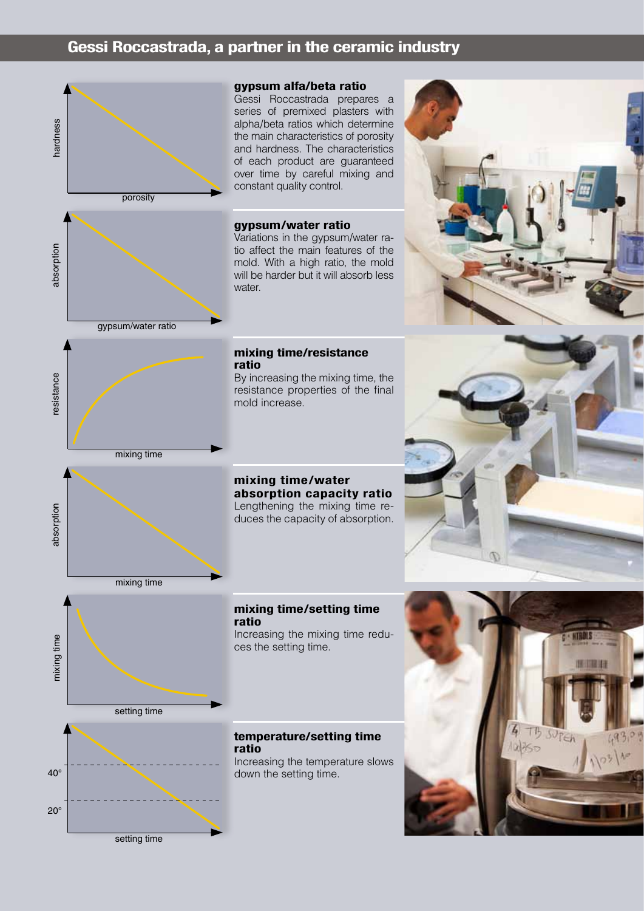## Gessi Roccastrada, a partner in the ceramic industry

hardness

porosity

### gypsum alfa/beta ratio

Gessi Roccastrada prepares a series of premixed plasters with alpha/beta ratios which determine the main characteristics of porosity and hardness. The characteristics of each product are guaranteed over time by careful mixing and constant quality control.

absorption

gypsum/water ratio

### gypsum/water ratio

Variations in the gypsum/water ratio affect the main features of the mold. With a high ratio, the mold will be harder but it will absorb less water.

resistance

mixing time

### mixing time/resistance ratio

By increasing the mixing time, the resistance properties of the final mold increase.

absorption

mixing time

### mixing time/water absorption capacity ratio

Lengthening the mixing time reduces the capacity of absorption.

mixing time

setting time

### mixing time/setting time ratio

Increasing the mixing time reduces the setting time.

40°

20°

setting time

### temperature/setting time ratio

Increasing the temperature slows down the setting time.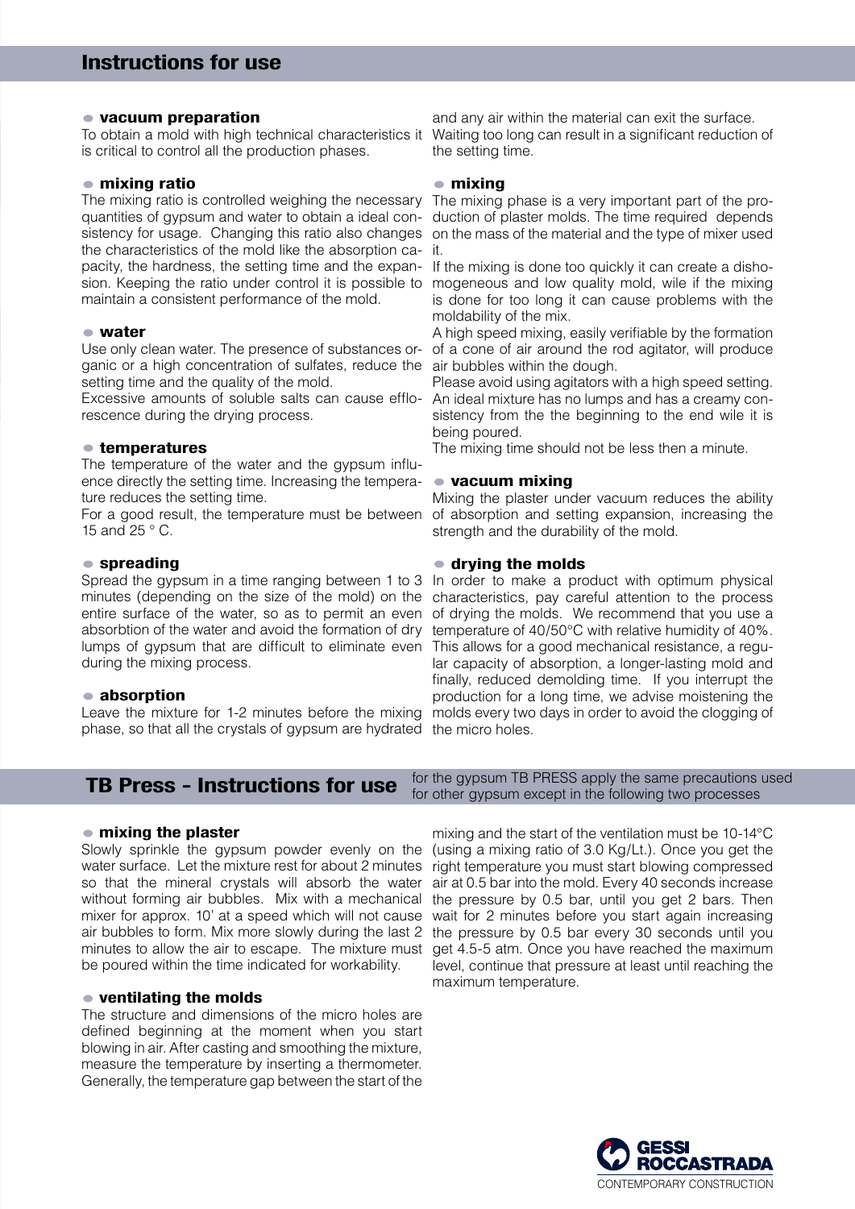## Instructions for use

### vacuum preparation

To obtain a mold with high technical characteristics it is critical to control all the production phases.

### mixing ratio

The mixing ratio is controlled weighing the necessary quantities of gypsum and water to obtain a ideal consistency for usage. Changing this ratio also changes the characteristics of the mold like the absorption capacity, the hardness, the setting time and the expansion. Keeping the ratio under control it is possible to maintain a consistent performance of the mold.

### water

Use only clean water. The presence of substances organic or a high concentration of sulfates, reduce the setting time and the quality of the mold.

Excessive amounts of soluble salts can cause efflorescence during the drying process.

### temperatures

The temperature of the water and the gypsum influence directly the setting time. Increasing the temperature reduces the setting time.

For a good result, the temperature must be between 15 and 25 ° C.

### spreading

Spread the gypsum in a time ranging between 1 to 3 minutes (depending on the size of the mold) on the entire surface of the water, so as to permit an even absorbtion of the water and avoid the formation of dry lumps of gypsum that are difficult to eliminate even during the mixing process.

### absorption

Leave the mixture for 1-2 minutes before the mixing phase, so that all the crystals of gypsum are hydrated and any air within the material can exit the surface. Waiting too long can result in a significant reduction of the setting time.

### mixing

The mixing phase is a very important part of the production of plaster molds. The time required depends on the mass of the material and the type of mixer used it.

If the mixing is done too quickly it can create a dishomogeneous and low quality mold, wile if the mixing is done for too long it can cause problems with the moldability of the mix.

A high speed mixing, easily verifiable by the formation of a cone of air around the rod agitator, will produce air bubbles within the dough.

Please avoid using agitators with a high speed setting.

An ideal mixture has no lumps and has a creamy consistency from the the beginning to the end wile it is being poured.

The mixing time should not be less then a minute.

### vacuum mixing

Mixing the plaster under vacuum reduces the ability of absorption and setting expansion, increasing the strength and the durability of the mold.

### drying the molds

In order to make a product with optimum physical characteristics, pay careful attention to the process of drying the molds. We recommend that you use a temperature of 40/50°C with relative humidity of 40%. This allows for a good mechanical resistance, a regular capacity of absorption, a longer-lasting mold and finally, reduced demolding time. If you interrupt the production for a long time, we advise moistening the molds every two days in order to avoid the clogging of the micro holes.

## TB Press - Instructions for use

for the gypsum TB PRESS apply the same precautions used for other gypsum except in the following two processes

### mixing the plaster

Slowly sprinkle the gypsum powder evenly on the water surface. Let the mixture rest for about 2 minutes so that the mineral crystals will absorb the water without forming air bubbles. Mix with a mechanical mixer for approx. 10' at a speed which will not cause air bubbles to form. Mix more slowly during the last 2 minutes to allow the air to escape. The mixture must be poured within the time indicated for workability.

### ventilating the molds

The structure and dimensions of the micro holes are defined beginning at the moment when you start blowing in air. After casting and smoothing the mixture, measure the temperature by inserting a thermometer. Generally, the temperature gap between the start of the mixing and the start of the ventilation must be 10-14°C (using a mixing ratio of 3.0 Kg/Lt.). Once you get the right temperature you must start blowing compressed air at 0.5 bar into the mold. Every 40 seconds increase the pressure by 0.5 bar, until you get 2 bars. Then wait for 2 minutes before you start again increasing the pressure by 0.5 bar every 30 seconds until you get 4.5-5 atm. Once you have reached the maximum level, continue that pressure at least until reaching the maximum temperature.

GESSI ROCCASTRADA
CONTEMPORARY CONSTRUCTION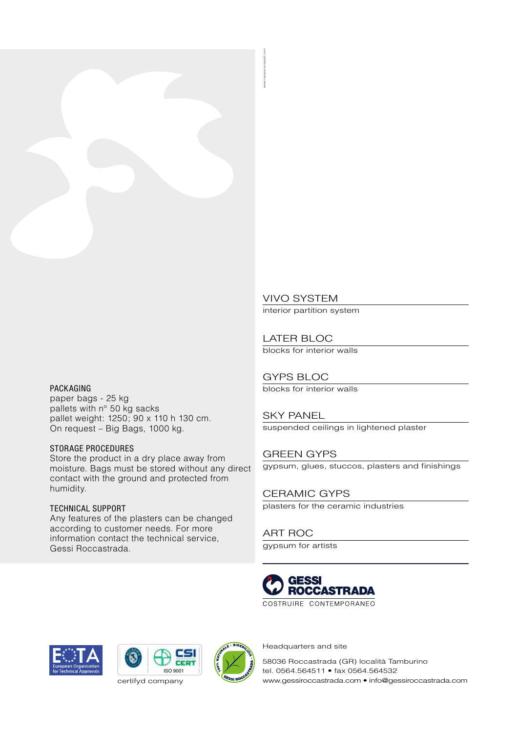## PACKAGING

paper bags - 25 kg
pallets with n° 50 kg sacks
pallet weight: 1250; 90 x 110 h 130 cm.
On request – Big Bags, 1000 kg.

## STORAGE PROCEDURES

Store the product in a dry place away from moisture. Bags must be stored without any direct contact with the ground and protected from humidity.

## TECHNICAL SUPPORT

Any features of the plasters can be changed according to customer needs. For more information contact the technical service, Gessi Roccastrada.

## VIVO SYSTEM

interior partition system

## LATER BLOC

blocks for interior walls

## GYPS BLOC

blocks for interior walls

## SKY PANEL

suspended ceilings in lightened plaster

## GREEN GYPS

gypsum, glues, stuccos, plasters and finishings

## CERAMIC GYPS

plasters for the ceramic industries

## ART ROC

gypsum for artists

**GESSI ROCCASTRADA**
COSTRUIRE CONTEMPORANEO

EOTA European Organisation for Technical Approvals

CSI CERT ISO 9001

certifyd company

100% NATURALE · BIOEDILIZIA · GESSI ROCCASTRADA

Headquarters and site

58036 Roccastrada (GR) località Tamburino
tel. 0564.564511 • fax 0564.564532
www.gessiroccastrada.com • info@gessiroccastrada.com